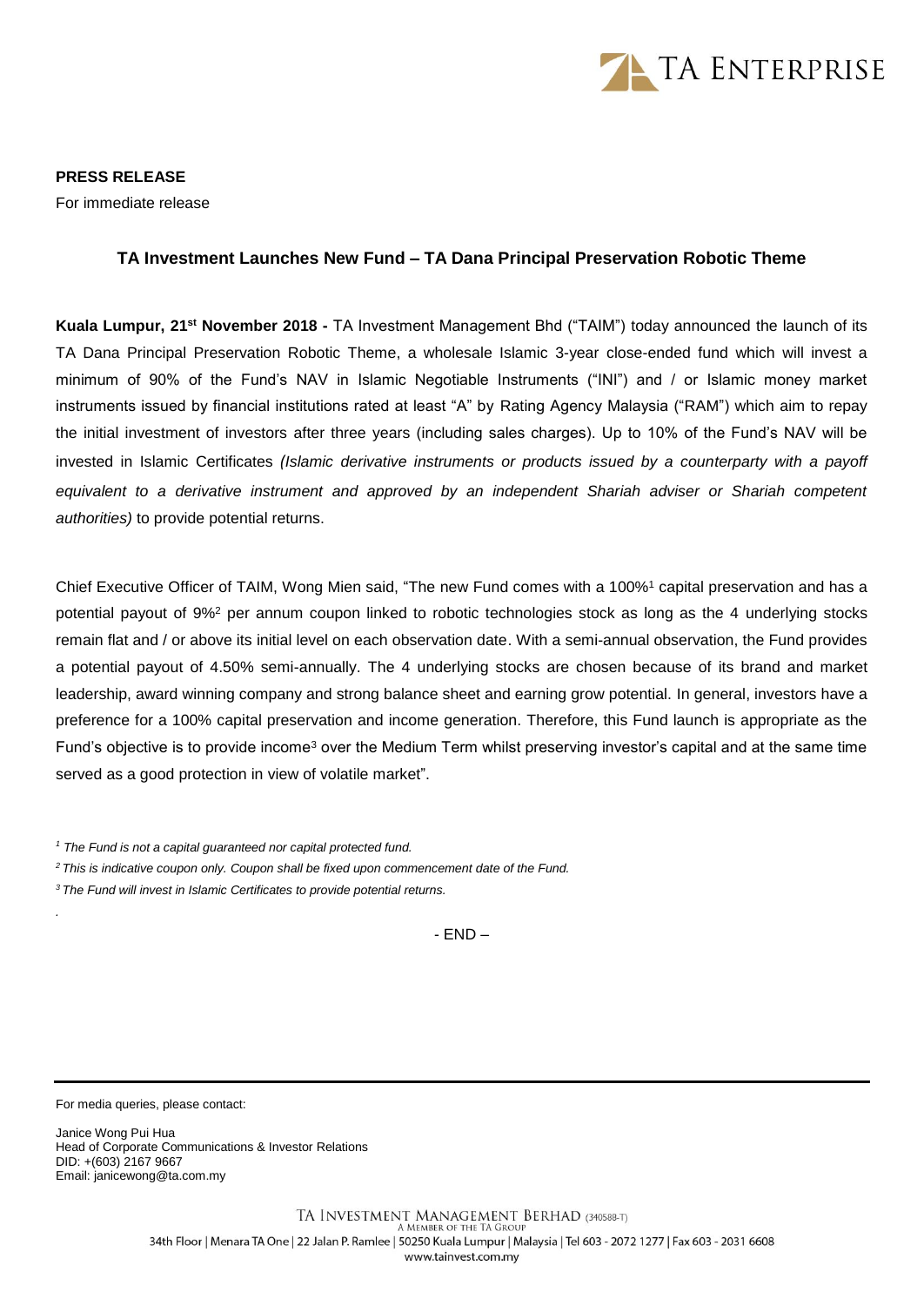**PRESS RELEASE**

For immediate release

## TA Investment Launches New Fund – TA Dana Principal Preservation Robotic Theme

**Kuala Lumpur, 21st November 2018 -** TA Investment Management Bhd ("TAIM") today announced the launch of its TA Dana Principal Preservation Robotic Theme, a wholesale Islamic 3-year close-ended fund which will invest a minimum of 90% of the Fund's NAV in Islamic Negotiable Instruments ("INI") and / or Islamic money market instruments issued by financial institutions rated at least "A" by Rating Agency Malaysia ("RAM") which aim to repay the initial investment of investors after three years (including sales charges). Up to 10% of the Fund's NAV will be invested in Islamic Certificates *(Islamic derivative instruments or products issued by a counterparty with a payoff equivalent to a derivative instrument and approved by an independent Shariah adviser or Shariah competent authorities)* to provide potential returns.

Chief Executive Officer of TAIM, Wong Mien said, "The new Fund comes with a 100%[1] capital preservation and has a potential payout of 9%[2] per annum coupon linked to robotic technologies stock as long as the 4 underlying stocks remain flat and / or above its initial level on each observation date. With a semi-annual observation, the Fund provides a potential payout of 4.50% semi-annually. The 4 underlying stocks are chosen because of its brand and market leadership, award winning company and strong balance sheet and earning grow potential. In general, investors have a preference for a 100% capital preservation and income generation. Therefore, this Fund launch is appropriate as the Fund's objective is to provide income[3] over the Medium Term whilst preserving investor's capital and at the same time served as a good protection in view of volatile market".

*[1] The Fund is not a capital guaranteed nor capital protected fund.*

*[2] This is indicative coupon only. Coupon shall be fixed upon commencement date of the Fund.*

*[3] The Fund will invest in Islamic Certificates to provide potential returns.*

- END –

For media queries, please contact:

Janice Wong Pui Hua
Head of Corporate Communications & Investor Relations
DID: +(603) 2167 9667
Email: janicewong@ta.com.my

TA INVESTMENT MANAGEMENT BERHAD (340588-T)
A MEMBER OF THE TA GROUP
34th Floor | Menara TA One | 22 Jalan P. Ramlee | 50250 Kuala Lumpur | Malaysia | Tel 603 - 2072 1277 | Fax 603 - 2031 6608
www.tainvest.com.my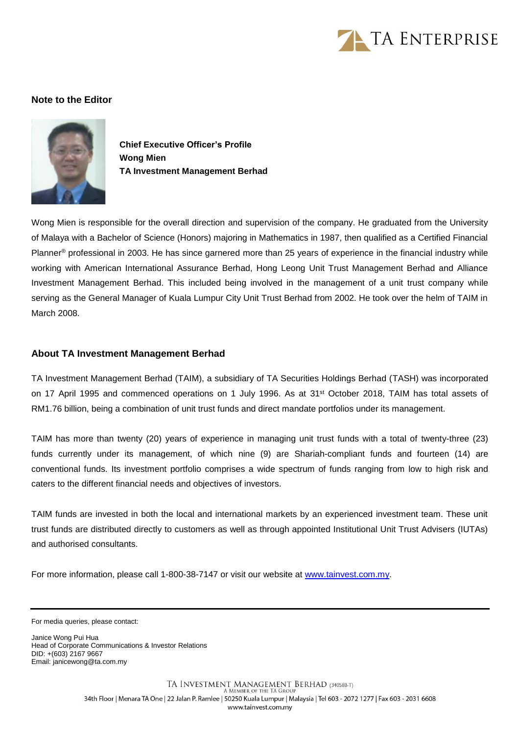## Note to the Editor

**Chief Executive Officer's Profile**
**Wong Mien**
**TA Investment Management Berhad**

Wong Mien is responsible for the overall direction and supervision of the company. He graduated from the University of Malaya with a Bachelor of Science (Honors) majoring in Mathematics in 1987, then qualified as a Certified Financial Planner® professional in 2003. He has since garnered more than 25 years of experience in the financial industry while working with American International Assurance Berhad, Hong Leong Unit Trust Management Berhad and Alliance Investment Management Berhad. This included being involved in the management of a unit trust company while serving as the General Manager of Kuala Lumpur City Unit Trust Berhad from 2002. He took over the helm of TAIM in March 2008.

## About TA Investment Management Berhad

TA Investment Management Berhad (TAIM), a subsidiary of TA Securities Holdings Berhad (TASH) was incorporated on 17 April 1995 and commenced operations on 1 July 1996. As at 31st October 2018, TAIM has total assets of RM1.76 billion, being a combination of unit trust funds and direct mandate portfolios under its management.

TAIM has more than twenty (20) years of experience in managing unit trust funds with a total of twenty-three (23) funds currently under its management, of which nine (9) are Shariah-compliant funds and fourteen (14) are conventional funds. Its investment portfolio comprises a wide spectrum of funds ranging from low to high risk and caters to the different financial needs and objectives of investors.

TAIM funds are invested in both the local and international markets by an experienced investment team. These unit trust funds are distributed directly to customers as well as through appointed Institutional Unit Trust Advisers (IUTAs) and authorised consultants.

For more information, please call 1-800-38-7147 or visit our website at www.tainvest.com.my.

---

For media queries, please contact:

Janice Wong Pui Hua
Head of Corporate Communications & Investor Relations
DID: +(603) 2167 9667
Email: janicewong@ta.com.my

TA INVESTMENT MANAGEMENT BERHAD (340588-T)
A MEMBER OF THE TA GROUP
34th Floor | Menara TA One | 22 Jalan P. Ramlee | 50250 Kuala Lumpur | Malaysia | Tel 603 - 2072 1277 | Fax 603 - 2031 6608
www.tainvest.com.my